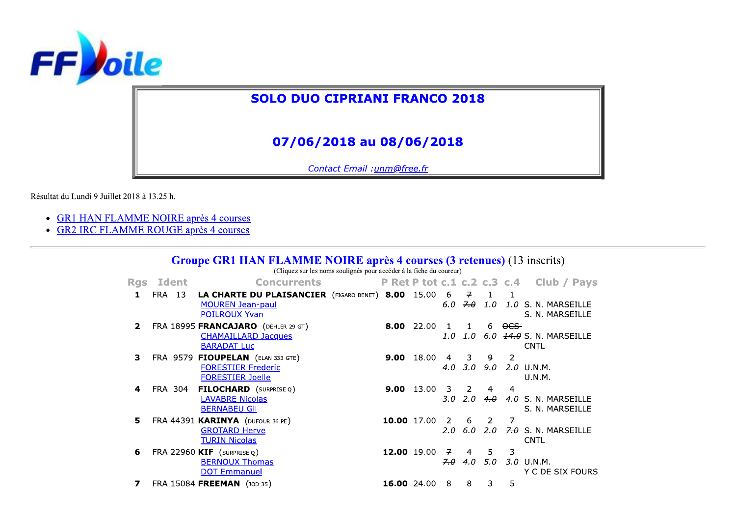FFVoile

# SOLO DUO CIPRIANI FRANCO 2018

## 07/06/2018 au 08/06/2018

*Contact Email :unm@free.fr*

Résultat du Lundi 9 Juillet 2018 à 13.25 h.

- GR1 HAN FLAMME NOIRE après 4 courses
- GR2 IRC FLAMME ROUGE après 4 courses

---

## Groupe GR1 HAN FLAMME NOIRE après 4 courses (3 retenues) (13 inscrits)

(Cliquez sur les noms soulignés pour accéder à la fiche du coureur)

| Rgs | Ident | Concurrents | P Ret | P tot | c.1 | c.2 | c.3 | c.4 | Club / Pays |
|---|---|---|---|---|---|---|---|---|---|
| 1 | FRA 13 | **LA CHARTE DU PLAISANCIER** (FIGARO BENET) | **8.00** | 15.00 | 6 | ~~7~~ | 1 | 1 | |
| | | MOUREN Jean-paul | | | *6.0* | *~~7.0~~* | *1.0* | *1.0* | S. N. MARSEILLE |
| | | POILROUX Yvan | | | | | | | S. N. MARSEILLE |
| 2 | FRA 18995 | **FRANCAJARO** (DEHLER 29 GT) | **8.00** | 22.00 | 1 | 1 | 6 | ~~OCS~~ | |
| | | CHAMAILLARD Jacques | | | *1.0* | *1.0* | *6.0* | *~~14.0~~* | S. N. MARSEILLE |
| | | BARADAT Luc | | | | | | | CNTL |
| 3 | FRA 9579 | **FIOUPELAN** (ELAN 333 GTE) | **9.00** | 18.00 | 4 | 3 | ~~9~~ | 2 | |
| | | FORESTIER Frederic | | | *4.0* | *3.0* | *~~9.0~~* | *2.0* | U.N.M. |
| | | FORESTIER Joelle | | | | | | | U.N.M. |
| 4 | FRA 304 | **FILOCHARD** (SURPRISE Q) | **9.00** | 13.00 | 3 | 2 | 4 | 4 | |
| | | LAVABRE Nicolas | | | *3.0* | *2.0* | *~~4.0~~* | *4.0* | S. N. MARSEILLE |
| | | BERNABEU Gil | | | | | | | S. N. MARSEILLE |
| 5 | FRA 44391 | **KARINYA** (DUFOUR 36 PE) | **10.00** | 17.00 | 2 | 6 | 2 | ~~7~~ | |
| | | GROTARD Herve | | | *2.0* | *6.0* | *2.0* | *~~7.0~~* | S. N. MARSEILLE |
| | | TURIN Nicolas | | | | | | | CNTL |
| 6 | FRA 22960 | **KIF** (SURPRISE Q) | **12.00** | 19.00 | ~~7~~ | 4 | 5 | 3 | |
| | | BERNOUX Thomas | | | *~~7.0~~* | *4.0* | *5.0* | *3.0* | U.N.M. |
| | | DOT Emmanuel | | | | | | | Y C DE SIX FOURS |
| 7 | FRA 15084 | **FREEMAN** (JOD 35) | **16.00** | 24.00 | ~~8~~ | 8 | 3 | 5 | |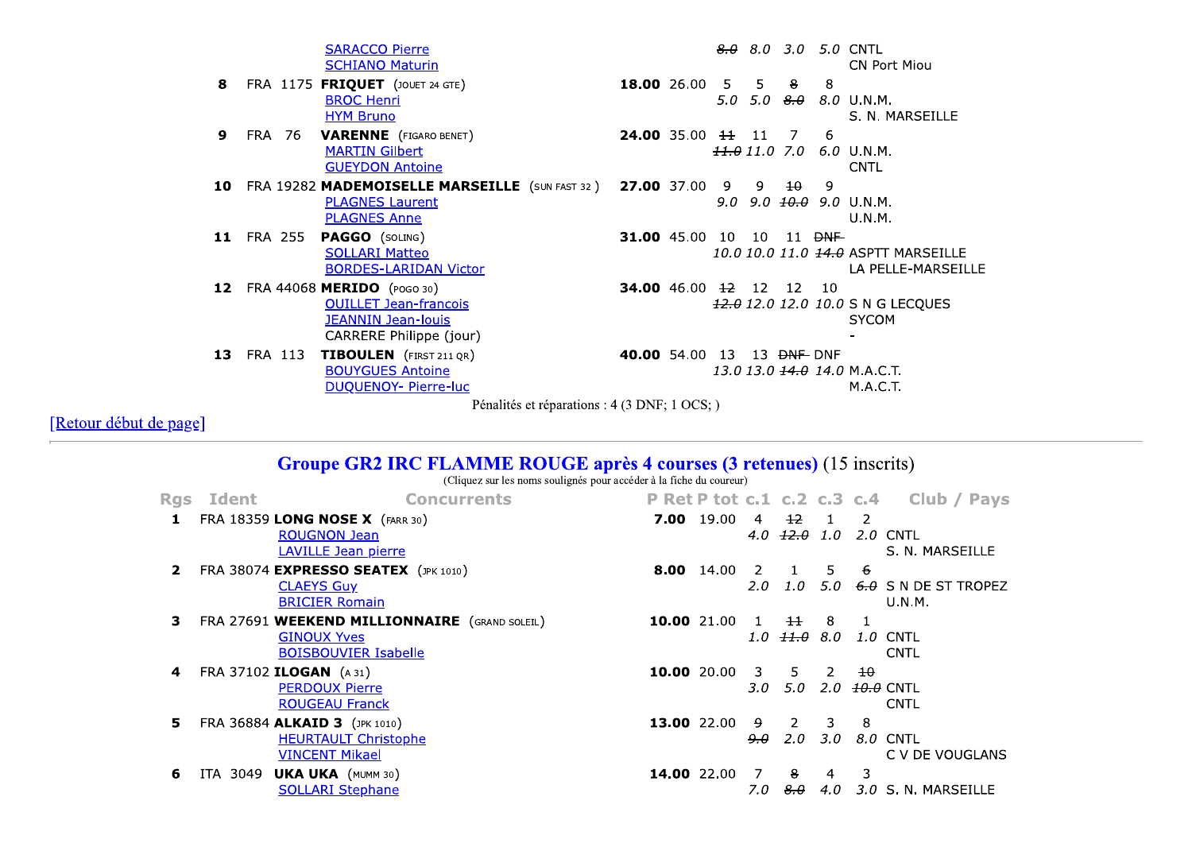| Rgs | Ident | Concurrents | P Ret | P tot | c.1 | c.2 | c.3 | c.4 | Club / Pays |
|---|---|---|---|---|---|---|---|---|---|
| | | SARACCO Pierre | | | ~~8.0~~ | 8.0 | 3.0 | 5.0 | CNTL |
| | | SCHIANO Maturin | | | | | | | CN Port Miou |
| 8 | FRA 1175 | **FRIQUET** (JOUET 24 GTE) | **18.00** | 26.00 | 5 | 5 | ~~8~~ | 8 | |
| | | BROC Henri | | | 5.0 | 5.0 | ~~8.0~~ | 8.0 | U.N.M. |
| | | HYM Bruno | | | | | | | S. N. MARSEILLE |
| 9 | FRA 76 | **VARENNE** (FIGARO BENET) | **24.00** | 35.00 | ~~11~~ | 11 | 7 | 6 | |
| | | MARTIN Gilbert | | | ~~11.0~~ | 11.0 | 7.0 | 6.0 | U.N.M. |
| | | GUEYDON Antoine | | | | | | | CNTL |
| 10 | FRA 19282 | **MADEMOISELLE MARSEILLE** (SUN FAST 32 ) | **27.00** | 37.00 | 9 | 9 | ~~10~~ | 9 | |
| | | PLAGNES Laurent | | | 9.0 | 9.0 | ~~10.0~~ | 9.0 | U.N.M. |
| | | PLAGNES Anne | | | | | | | U.N.M. |
| 11 | FRA 255 | **PAGGO** (SOLING) | **31.00** | 45.00 | 10 | 10 | 11 | ~~DNF~~ | |
| | | SOLLARI Matteo | | | 10.0 | 10.0 | 11.0 | ~~14.0~~ | ASPTT MARSEILLE |
| | | BORDES-LARIDAN Victor | | | | | | | LA PELLE-MARSEILLE |
| 12 | FRA 44068 | **MERIDO** (POGO 30) | **34.00** | 46.00 | ~~12~~ | 12 | 12 | 10 | |
| | | OUILLET Jean-francois | | | ~~12.0~~ | 12.0 | 12.0 | 10.0 | S N G LECQUES |
| | | JEANNIN Jean-louis | | | | | | | SYCOM |
| | | CARRERE Philippe (jour) | | | | | | | - |
| 13 | FRA 113 | **TIBOULEN** (FIRST 211 QR) | **40.00** | 54.00 | 13 | 13 | ~~DNF~~ | DNF | |
| | | BOUYGUES Antoine | | | 13.0 | 13.0 | ~~14.0~~ | 14.0 | M.A.C.T. |
| | | DUQUENOY- Pierre-luc | | | | | | | M.A.C.T. |

Pénalités et réparations : 4 (3 DNF; 1 OCS; )

[Retour début de page]

---

## Groupe GR2 IRC FLAMME ROUGE après 4 courses (3 retenues) (15 inscrits)

(Cliquez sur les noms soulignés pour accéder à la fiche du coureur)

| Rgs | Ident | Concurrents | P Ret | P tot | c.1 | c.2 | c.3 | c.4 | Club / Pays |
|---|---|---|---|---|---|---|---|---|---|
| 1 | FRA 18359 | **LONG NOSE X** (FARR 30) | **7.00** | 19.00 | 4 | ~~12~~ | 1 | 2 | |
| | | ROUGNON Jean | | | 4.0 | ~~12.0~~ | 1.0 | 2.0 | CNTL |
| | | LAVILLE Jean pierre | | | | | | | S. N. MARSEILLE |
| 2 | FRA 38074 | **EXPRESSO SEATEX** (JPK 1010) | **8.00** | 14.00 | 2 | 1 | 5 | ~~6~~ | |
| | | CLAEYS Guy | | | 2.0 | 1.0 | 5.0 | ~~6.0~~ | S N DE ST TROPEZ |
| | | BRICIER Romain | | | | | | | U.N.M. |
| 3 | FRA 27691 | **WEEKEND MILLIONNAIRE** (GRAND SOLEIL) | **10.00** | 21.00 | 1 | ~~11~~ | 8 | 1 | |
| | | GINOUX Yves | | | 1.0 | ~~11.0~~ | 8.0 | 1.0 | CNTL |
| | | BOISBOUVIER Isabelle | | | | | | | CNTL |
| 4 | FRA 37102 | **ILOGAN** (A 31) | **10.00** | 20.00 | 3 | 5 | 2 | ~~10~~ | |
| | | PERDOUX Pierre | | | 3.0 | 5.0 | 2.0 | ~~10.0~~ | CNTL |
| | | ROUGEAU Franck | | | | | | | CNTL |
| 5 | FRA 36884 | **ALKAID 3** (JPK 1010) | **13.00** | 22.00 | ~~9~~ | 2 | 3 | 8 | |
| | | HEURTAULT Christophe | | | ~~9.0~~ | 2.0 | 3.0 | 8.0 | CNTL |
| | | VINCENT Mikael | | | | | | | C V DE VOUGLANS |
| 6 | ITA 3049 | **UKA UKA** (MUMM 30) | **14.00** | 22.00 | 7 | ~~8~~ | 4 | 3 | |
| | | SOLLARI Stephane | | | 7.0 | ~~8.0~~ | 4.0 | 3.0 | S. N. MARSEILLE |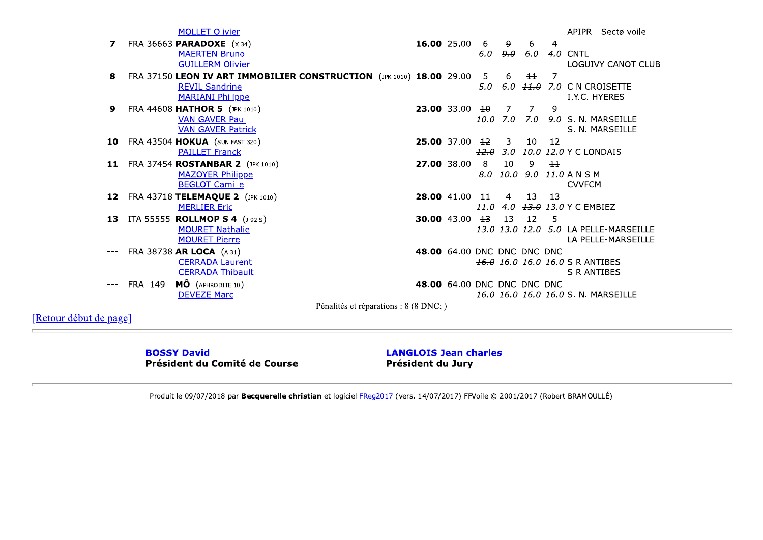| | | | | | | | | | |
|---|---|---|---|---|---|---|---|---|---|
| | MOLLET Olivier | | | | | | | | APIPR - Sectø voile |
| **7** | FRA 36663 **PARADOXE** (X 34)<br>MAERTEN Bruno<br>GUILLERM Olivier | **16.00** | 25.00 | 6<br>*6.0* | ~~9~~<br>*~~9.0~~* | 6<br>*6.0* | 4<br>*4.0* | | CNTL<br>LOGUIVY CANOT CLUB |
| **8** | FRA 37150 **LEON IV ART IMMOBILIER CONSTRUCTION** (JPK 1010)<br>REVIL Sandrine<br>MARIANI Philippe | **18.00** | 29.00 | 5<br>*5.0* | 6<br>*6.0* | ~~11~~<br>*~~11.0~~* | 7<br>*7.0* | | C N CROISETTE<br>I.Y.C. HYERES |
| **9** | FRA 44608 **HATHOR 5** (JPK 1010)<br>VAN GAVER Paul<br>VAN GAVER Patrick | **23.00** | 33.00 | ~~10~~<br>*~~10.0~~* | 7<br>*7.0* | 7<br>*7.0* | 9<br>*9.0* | | S. N. MARSEILLE<br>S. N. MARSEILLE |
| **10** | FRA 43504 **HOKUA** (SUN FAST 320)<br>PAILLET Franck | **25.00** | 37.00 | ~~12~~<br>*~~12.0~~* | 3<br>*3.0* | 10<br>*10.0* | 12<br>*12.0* | | Y C LONDAIS |
| **11** | FRA 37454 **ROSTANBAR 2** (JPK 1010)<br>MAZOYER Philippe<br>BEGLOT Camille | **27.00** | 38.00 | 8<br>*8.0* | 10<br>*10.0* | 9<br>*9.0* | ~~11~~<br>*~~11.0~~* | | A N S M<br>CVVFCM |
| **12** | FRA 43718 **TELEMAQUE 2** (JPK 1010)<br>MERLIER Eric | **28.00** | 41.00 | 11<br>*11.0* | 4<br>*4.0* | ~~13~~<br>*~~13.0~~* | 13<br>*13.0* | | Y C EMBIEZ |
| **13** | ITA 55555 **ROLLMOP S 4** (J 92 S)<br>MOURET Nathalie<br>MOURET Pierre | **30.00** | 43.00 | ~~13~~<br>*~~13.0~~* | 13<br>*13.0* | 12<br>*12.0* | 5<br>*5.0* | | LA PELLE-MARSEILLE<br>LA PELLE-MARSEILLE |
| --- | FRA 38738 **AR LOCA** (A 31)<br>CERRADA Laurent<br>CERRADA Thibault | **48.00** | 64.00 | ~~DNC~~<br>*~~16.0~~* | DNC<br>*16.0* | DNC<br>*16.0* | DNC<br>*16.0* | | S R ANTIBES<br>S R ANTIBES |
| --- | FRA 149 **MÔ** (APHRODITE 10)<br>DEVEZE Marc | **48.00** | 64.00 | ~~DNC~~<br>*~~16.0~~* | DNC<br>*16.0* | DNC<br>*16.0* | DNC<br>*16.0* | | S. N. MARSEILLE |

Pénalités et réparations : 8 (8 DNC; )

[Retour début de page]

---

**BOSSY David**
**Président du Comité de Course**

**LANGLOIS Jean charles**
**Président du Jury**

---

Produit le 09/07/2018 par **Becquerelle christian** et logiciel FReg2017 (vers. 14/07/2017) FFVoile © 2001/2017 (Robert BRAMOULLÉ)